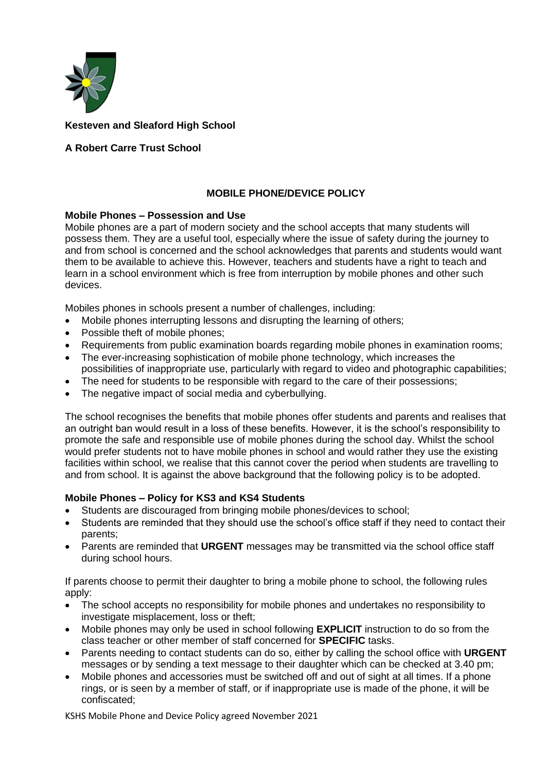**Kesteven and Sleaford High School**

**A Robert Carre Trust School**

## MOBILE PHONE/DEVICE POLICY

### Mobile Phones – Possession and Use

Mobile phones are a part of modern society and the school accepts that many students will possess them. They are a useful tool, especially where the issue of safety during the journey to and from school is concerned and the school acknowledges that parents and students would want them to be available to achieve this. However, teachers and students have a right to teach and learn in a school environment which is free from interruption by mobile phones and other such devices.

Mobiles phones in schools present a number of challenges, including:

- Mobile phones interrupting lessons and disrupting the learning of others;
- Possible theft of mobile phones;
- Requirements from public examination boards regarding mobile phones in examination rooms;
- The ever-increasing sophistication of mobile phone technology, which increases the possibilities of inappropriate use, particularly with regard to video and photographic capabilities;
- The need for students to be responsible with regard to the care of their possessions;
- The negative impact of social media and cyberbullying.

The school recognises the benefits that mobile phones offer students and parents and realises that an outright ban would result in a loss of these benefits. However, it is the school's responsibility to promote the safe and responsible use of mobile phones during the school day. Whilst the school would prefer students not to have mobile phones in school and would rather they use the existing facilities within school, we realise that this cannot cover the period when students are travelling to and from school. It is against the above background that the following policy is to be adopted.

### Mobile Phones – Policy for KS3 and KS4 Students

- Students are discouraged from bringing mobile phones/devices to school;
- Students are reminded that they should use the school's office staff if they need to contact their parents;
- Parents are reminded that **URGENT** messages may be transmitted via the school office staff during school hours.

If parents choose to permit their daughter to bring a mobile phone to school, the following rules apply:

- The school accepts no responsibility for mobile phones and undertakes no responsibility to investigate misplacement, loss or theft;
- Mobile phones may only be used in school following **EXPLICIT** instruction to do so from the class teacher or other member of staff concerned for **SPECIFIC** tasks.
- Parents needing to contact students can do so, either by calling the school office with **URGENT** messages or by sending a text message to their daughter which can be checked at 3.40 pm;
- Mobile phones and accessories must be switched off and out of sight at all times. If a phone rings, or is seen by a member of staff, or if inappropriate use is made of the phone, it will be confiscated;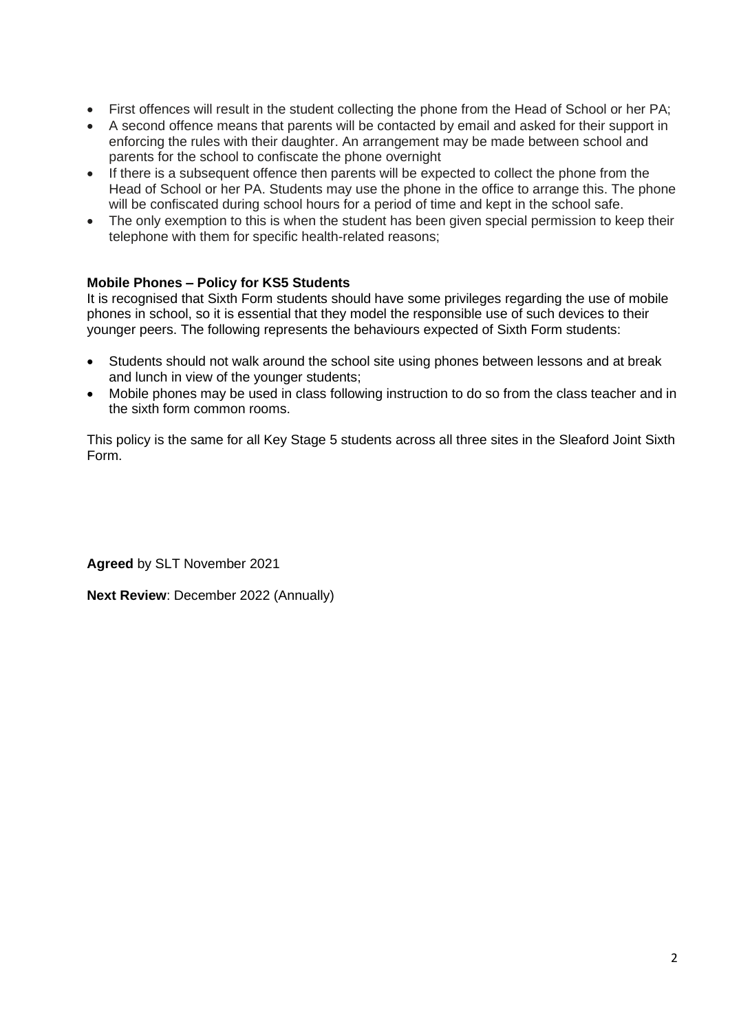- First offences will result in the student collecting the phone from the Head of School or her PA;
- A second offence means that parents will be contacted by email and asked for their support in enforcing the rules with their daughter. An arrangement may be made between school and parents for the school to confiscate the phone overnight
- If there is a subsequent offence then parents will be expected to collect the phone from the Head of School or her PA. Students may use the phone in the office to arrange this. The phone will be confiscated during school hours for a period of time and kept in the school safe.
- The only exemption to this is when the student has been given special permission to keep their telephone with them for specific health-related reasons;

**Mobile Phones – Policy for KS5 Students**

It is recognised that Sixth Form students should have some privileges regarding the use of mobile phones in school, so it is essential that they model the responsible use of such devices to their younger peers. The following represents the behaviours expected of Sixth Form students:

- Students should not walk around the school site using phones between lessons and at break and lunch in view of the younger students;
- Mobile phones may be used in class following instruction to do so from the class teacher and in the sixth form common rooms.

This policy is the same for all Key Stage 5 students across all three sites in the Sleaford Joint Sixth Form.

**Agreed** by SLT November 2021

**Next Review**: December 2022 (Annually)